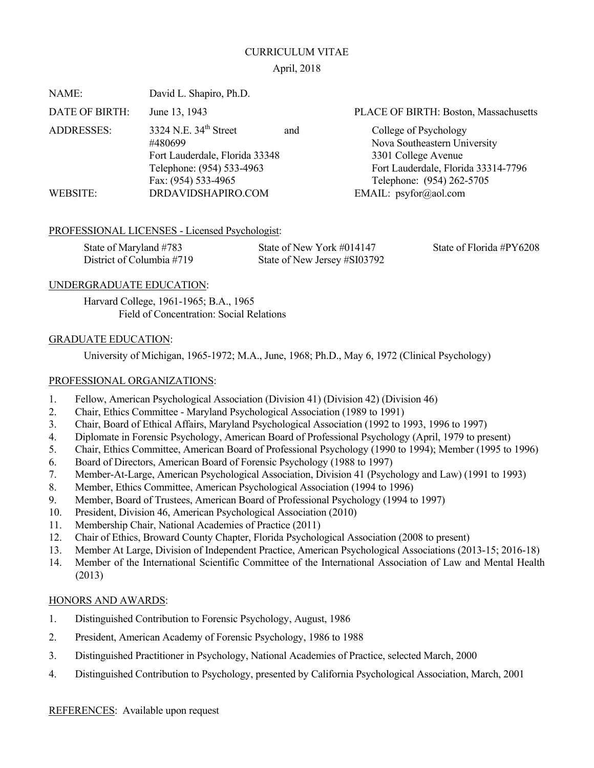# CURRICULUM VITAE

April, 2018

NAME: David L. Shapiro, Ph.D.

DATE OF BIRTH: June 13, 1943

PLACE OF BIRTH: Boston, Massachusetts

ADDRESSES:

3324 N.E. 34th Street
#480699
Fort Lauderdale, Florida 33348
Telephone: (954) 533-4963
Fax: (954) 533-4965

and

College of Psychology
Nova Southeastern University
3301 College Avenue
Fort Lauderdale, Florida 33314-7796
Telephone: (954) 262-5705

WEBSITE: DRDAVIDSHAPIRO.COM

EMAIL: psyfor@aol.com

## PROFESSIONAL LICENSES - Licensed Psychologist:

State of Maryland #783
District of Columbia #719
State of New York #014147
State of New Jersey #SI03792
State of Florida #PY6208

## UNDERGRADUATE EDUCATION:

Harvard College, 1961-1965; B.A., 1965
Field of Concentration: Social Relations

## GRADUATE EDUCATION:

University of Michigan, 1965-1972; M.A., June, 1968; Ph.D., May 6, 1972 (Clinical Psychology)

## PROFESSIONAL ORGANIZATIONS:

1. Fellow, American Psychological Association (Division 41) (Division 42) (Division 46)
2. Chair, Ethics Committee - Maryland Psychological Association (1989 to 1991)
3. Chair, Board of Ethical Affairs, Maryland Psychological Association (1992 to 1993, 1996 to 1997)
4. Diplomate in Forensic Psychology, American Board of Professional Psychology (April, 1979 to present)
5. Chair, Ethics Committee, American Board of Professional Psychology (1990 to 1994); Member (1995 to 1996)
6. Board of Directors, American Board of Forensic Psychology (1988 to 1997)
7. Member-At-Large, American Psychological Association, Division 41 (Psychology and Law) (1991 to 1993)
8. Member, Ethics Committee, American Psychological Association (1994 to 1996)
9. Member, Board of Trustees, American Board of Professional Psychology (1994 to 1997)
10. President, Division 46, American Psychological Association (2010)
11. Membership Chair, National Academies of Practice (2011)
12. Chair of Ethics, Broward County Chapter, Florida Psychological Association (2008 to present)
13. Member At Large, Division of Independent Practice, American Psychological Associations (2013-15; 2016-18)
14. Member of the International Scientific Committee of the International Association of Law and Mental Health (2013)

## HONORS AND AWARDS:

1. Distinguished Contribution to Forensic Psychology, August, 1986
2. President, American Academy of Forensic Psychology, 1986 to 1988
3. Distinguished Practitioner in Psychology, National Academies of Practice, selected March, 2000
4. Distinguished Contribution to Psychology, presented by California Psychological Association, March, 2001

REFERENCES: Available upon request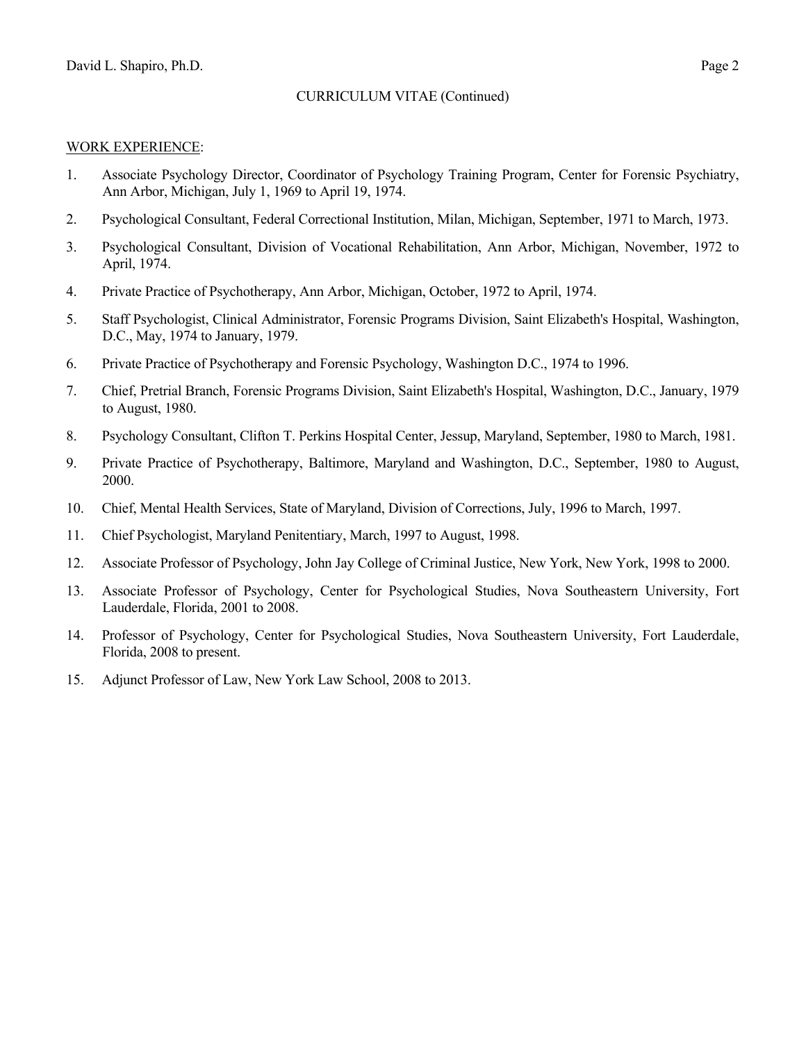CURRICULUM VITAE (Continued)

WORK EXPERIENCE:

1. Associate Psychology Director, Coordinator of Psychology Training Program, Center for Forensic Psychiatry, Ann Arbor, Michigan, July 1, 1969 to April 19, 1974.
2. Psychological Consultant, Federal Correctional Institution, Milan, Michigan, September, 1971 to March, 1973.
3. Psychological Consultant, Division of Vocational Rehabilitation, Ann Arbor, Michigan, November, 1972 to April, 1974.
4. Private Practice of Psychotherapy, Ann Arbor, Michigan, October, 1972 to April, 1974.
5. Staff Psychologist, Clinical Administrator, Forensic Programs Division, Saint Elizabeth's Hospital, Washington, D.C., May, 1974 to January, 1979.
6. Private Practice of Psychotherapy and Forensic Psychology, Washington D.C., 1974 to 1996.
7. Chief, Pretrial Branch, Forensic Programs Division, Saint Elizabeth's Hospital, Washington, D.C., January, 1979 to August, 1980.
8. Psychology Consultant, Clifton T. Perkins Hospital Center, Jessup, Maryland, September, 1980 to March, 1981.
9. Private Practice of Psychotherapy, Baltimore, Maryland and Washington, D.C., September, 1980 to August, 2000.
10. Chief, Mental Health Services, State of Maryland, Division of Corrections, July, 1996 to March, 1997.
11. Chief Psychologist, Maryland Penitentiary, March, 1997 to August, 1998.
12. Associate Professor of Psychology, John Jay College of Criminal Justice, New York, New York, 1998 to 2000.
13. Associate Professor of Psychology, Center for Psychological Studies, Nova Southeastern University, Fort Lauderdale, Florida, 2001 to 2008.
14. Professor of Psychology, Center for Psychological Studies, Nova Southeastern University, Fort Lauderdale, Florida, 2008 to present.
15. Adjunct Professor of Law, New York Law School, 2008 to 2013.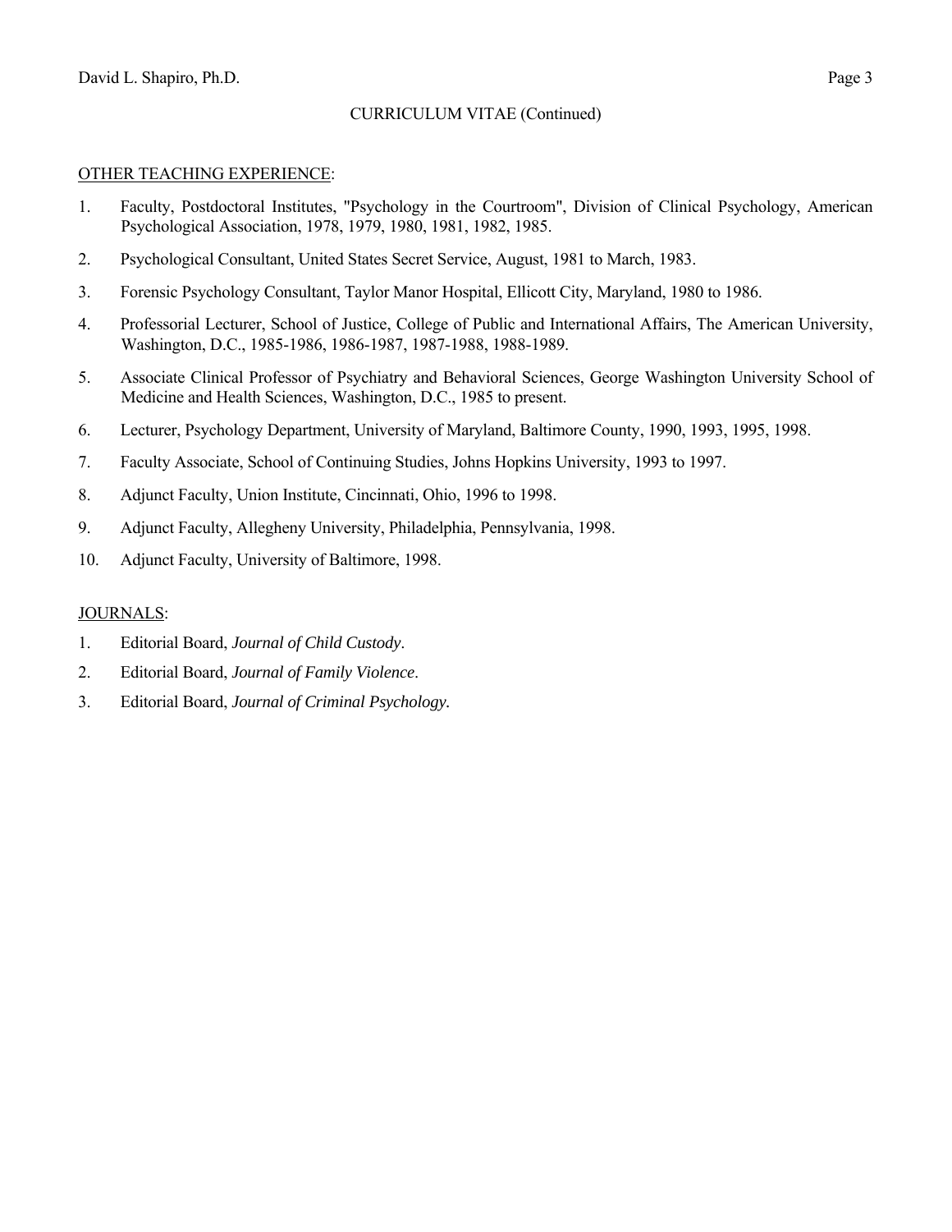CURRICULUM VITAE (Continued)

OTHER TEACHING EXPERIENCE:

1. Faculty, Postdoctoral Institutes, "Psychology in the Courtroom", Division of Clinical Psychology, American Psychological Association, 1978, 1979, 1980, 1981, 1982, 1985.
2. Psychological Consultant, United States Secret Service, August, 1981 to March, 1983.
3. Forensic Psychology Consultant, Taylor Manor Hospital, Ellicott City, Maryland, 1980 to 1986.
4. Professorial Lecturer, School of Justice, College of Public and International Affairs, The American University, Washington, D.C., 1985-1986, 1986-1987, 1987-1988, 1988-1989.
5. Associate Clinical Professor of Psychiatry and Behavioral Sciences, George Washington University School of Medicine and Health Sciences, Washington, D.C., 1985 to present.
6. Lecturer, Psychology Department, University of Maryland, Baltimore County, 1990, 1993, 1995, 1998.
7. Faculty Associate, School of Continuing Studies, Johns Hopkins University, 1993 to 1997.
8. Adjunct Faculty, Union Institute, Cincinnati, Ohio, 1996 to 1998.
9. Adjunct Faculty, Allegheny University, Philadelphia, Pennsylvania, 1998.
10. Adjunct Faculty, University of Baltimore, 1998.

JOURNALS:

1. Editorial Board, *Journal of Child Custody*.
2. Editorial Board, *Journal of Family Violence*.
3. Editorial Board, *Journal of Criminal Psychology.*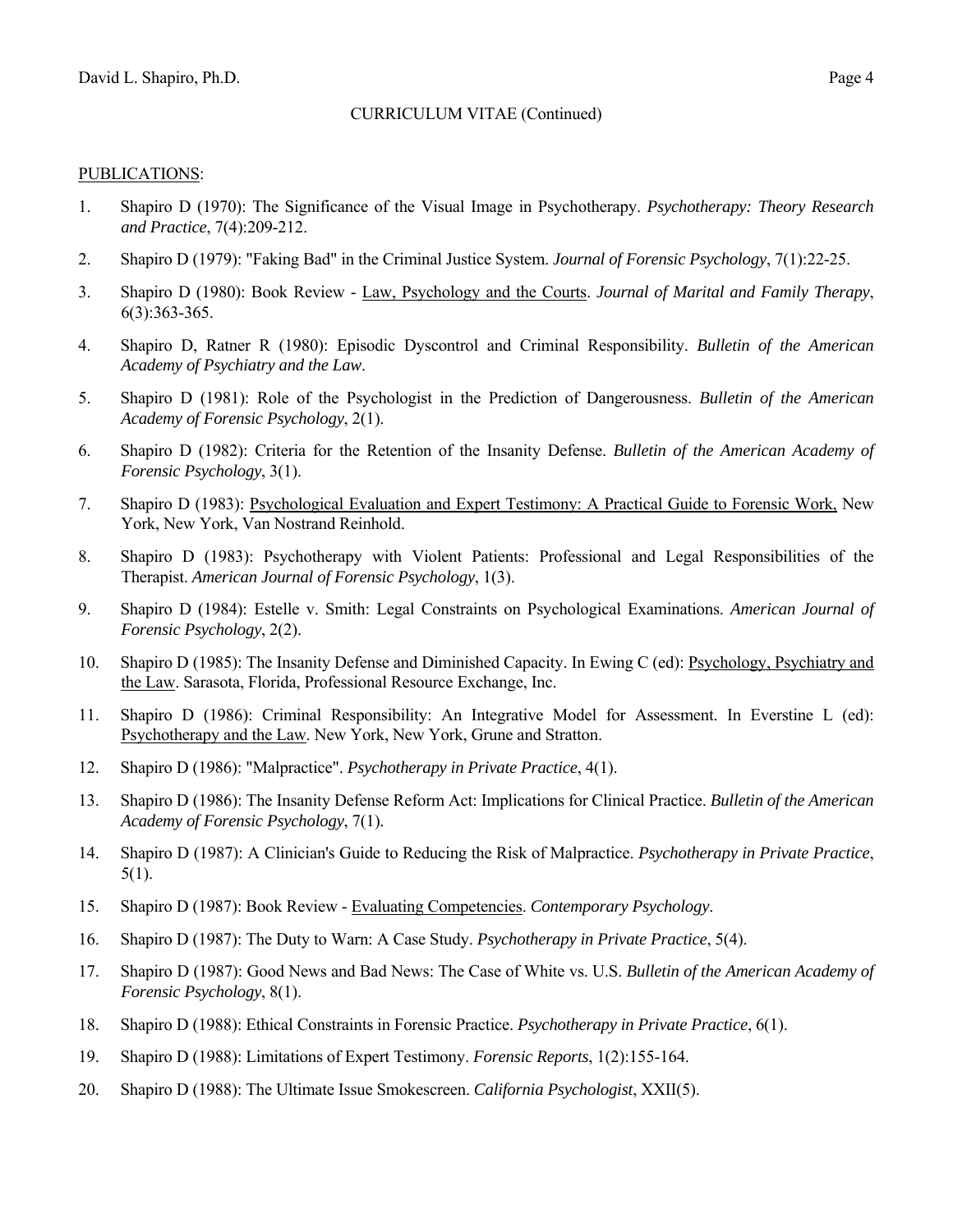CURRICULUM VITAE (Continued)

PUBLICATIONS:

1. Shapiro D (1970): The Significance of the Visual Image in Psychotherapy. *Psychotherapy: Theory Research and Practice*, 7(4):209-212.
2. Shapiro D (1979): "Faking Bad" in the Criminal Justice System. *Journal of Forensic Psychology*, 7(1):22-25.
3. Shapiro D (1980): Book Review - Law, Psychology and the Courts. *Journal of Marital and Family Therapy*, 6(3):363-365.
4. Shapiro D, Ratner R (1980): Episodic Dyscontrol and Criminal Responsibility. *Bulletin of the American Academy of Psychiatry and the Law*.
5. Shapiro D (1981): Role of the Psychologist in the Prediction of Dangerousness. *Bulletin of the American Academy of Forensic Psychology*, 2(1).
6. Shapiro D (1982): Criteria for the Retention of the Insanity Defense. *Bulletin of the American Academy of Forensic Psychology*, 3(1).
7. Shapiro D (1983): Psychological Evaluation and Expert Testimony: A Practical Guide to Forensic Work, New York, New York, Van Nostrand Reinhold.
8. Shapiro D (1983): Psychotherapy with Violent Patients: Professional and Legal Responsibilities of the Therapist. *American Journal of Forensic Psychology*, 1(3).
9. Shapiro D (1984): Estelle v. Smith: Legal Constraints on Psychological Examinations. *American Journal of Forensic Psychology*, 2(2).
10. Shapiro D (1985): The Insanity Defense and Diminished Capacity. In Ewing C (ed): Psychology, Psychiatry and the Law. Sarasota, Florida, Professional Resource Exchange, Inc.
11. Shapiro D (1986): Criminal Responsibility: An Integrative Model for Assessment. In Everstine L (ed): Psychotherapy and the Law. New York, New York, Grune and Stratton.
12. Shapiro D (1986): "Malpractice". *Psychotherapy in Private Practice*, 4(1).
13. Shapiro D (1986): The Insanity Defense Reform Act: Implications for Clinical Practice. *Bulletin of the American Academy of Forensic Psychology*, 7(1).
14. Shapiro D (1987): A Clinician's Guide to Reducing the Risk of Malpractice. *Psychotherapy in Private Practice*, 5(1).
15. Shapiro D (1987): Book Review - Evaluating Competencies. *Contemporary Psychology*.
16. Shapiro D (1987): The Duty to Warn: A Case Study. *Psychotherapy in Private Practice*, 5(4).
17. Shapiro D (1987): Good News and Bad News: The Case of White vs. U.S. *Bulletin of the American Academy of Forensic Psychology*, 8(1).
18. Shapiro D (1988): Ethical Constraints in Forensic Practice. *Psychotherapy in Private Practice*, 6(1).
19. Shapiro D (1988): Limitations of Expert Testimony. *Forensic Reports*, 1(2):155-164.
20. Shapiro D (1988): The Ultimate Issue Smokescreen. *California Psychologist*, XXII(5).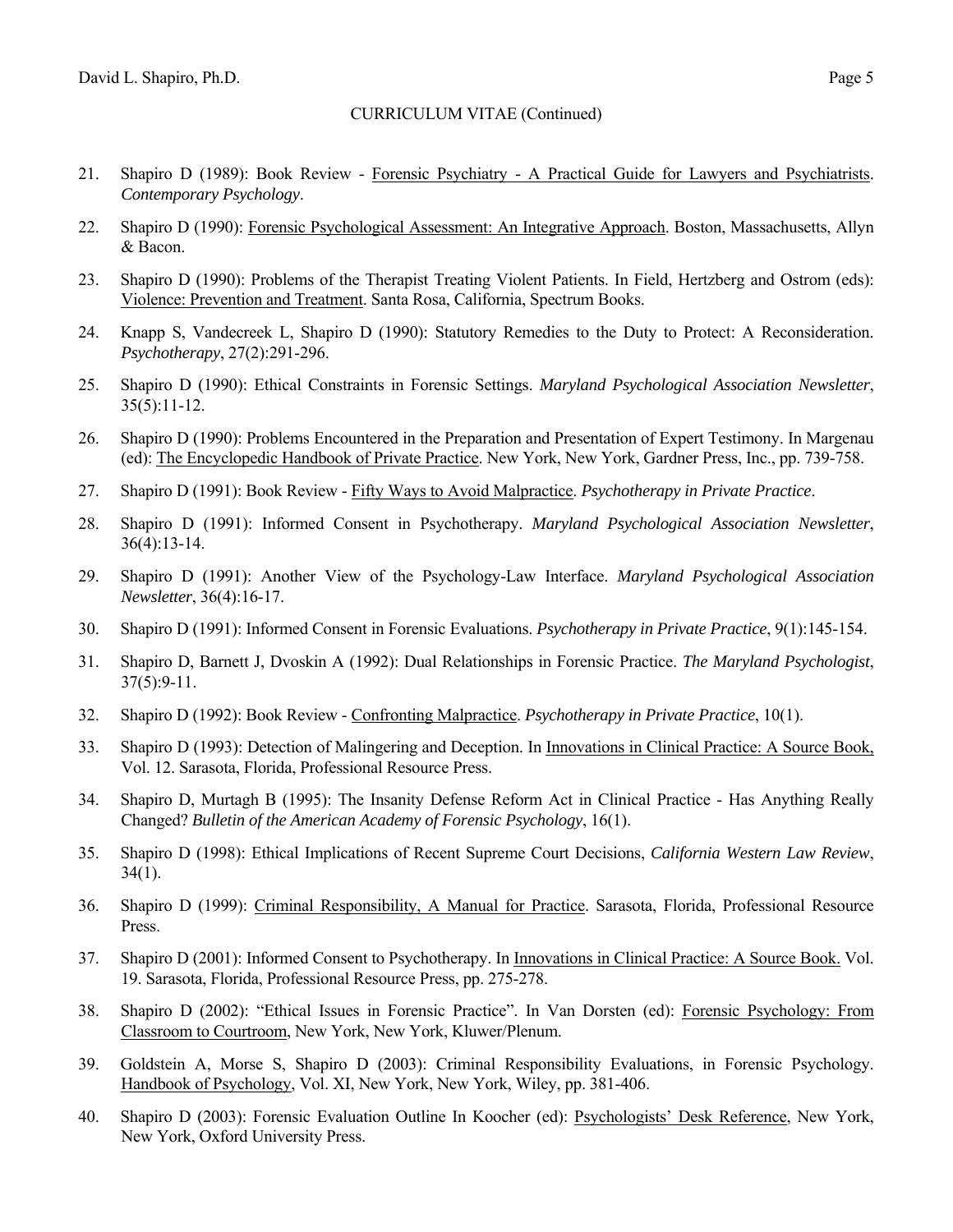21. Shapiro D (1989): Book Review - Forensic Psychiatry - A Practical Guide for Lawyers and Psychiatrists. *Contemporary Psychology*.

22. Shapiro D (1990): Forensic Psychological Assessment: An Integrative Approach. Boston, Massachusetts, Allyn & Bacon.

23. Shapiro D (1990): Problems of the Therapist Treating Violent Patients. In Field, Hertzberg and Ostrom (eds): Violence: Prevention and Treatment. Santa Rosa, California, Spectrum Books.

24. Knapp S, Vandecreek L, Shapiro D (1990): Statutory Remedies to the Duty to Protect: A Reconsideration. *Psychotherapy*, 27(2):291-296.

25. Shapiro D (1990): Ethical Constraints in Forensic Settings. *Maryland Psychological Association Newsletter*, 35(5):11-12.

26. Shapiro D (1990): Problems Encountered in the Preparation and Presentation of Expert Testimony. In Margenau (ed): The Encyclopedic Handbook of Private Practice. New York, New York, Gardner Press, Inc., pp. 739-758.

27. Shapiro D (1991): Book Review - Fifty Ways to Avoid Malpractice. *Psychotherapy in Private Practice*.

28. Shapiro D (1991): Informed Consent in Psychotherapy. *Maryland Psychological Association Newsletter*, 36(4):13-14.

29. Shapiro D (1991): Another View of the Psychology-Law Interface. *Maryland Psychological Association Newsletter*, 36(4):16-17.

30. Shapiro D (1991): Informed Consent in Forensic Evaluations. *Psychotherapy in Private Practice*, 9(1):145-154.

31. Shapiro D, Barnett J, Dvoskin A (1992): Dual Relationships in Forensic Practice. *The Maryland Psychologist*, 37(5):9-11.

32. Shapiro D (1992): Book Review - Confronting Malpractice. *Psychotherapy in Private Practice*, 10(1).

33. Shapiro D (1993): Detection of Malingering and Deception. In Innovations in Clinical Practice: A Source Book, Vol. 12. Sarasota, Florida, Professional Resource Press.

34. Shapiro D, Murtagh B (1995): The Insanity Defense Reform Act in Clinical Practice - Has Anything Really Changed? *Bulletin of the American Academy of Forensic Psychology*, 16(1).

35. Shapiro D (1998): Ethical Implications of Recent Supreme Court Decisions, *California Western Law Review*, 34(1).

36. Shapiro D (1999): Criminal Responsibility, A Manual for Practice. Sarasota, Florida, Professional Resource Press.

37. Shapiro D (2001): Informed Consent to Psychotherapy. In Innovations in Clinical Practice: A Source Book. Vol. 19. Sarasota, Florida, Professional Resource Press, pp. 275-278.

38. Shapiro D (2002): "Ethical Issues in Forensic Practice". In Van Dorsten (ed): Forensic Psychology: From Classroom to Courtroom, New York, New York, Kluwer/Plenum.

39. Goldstein A, Morse S, Shapiro D (2003): Criminal Responsibility Evaluations, in Forensic Psychology. Handbook of Psychology, Vol. XI, New York, New York, Wiley, pp. 381-406.

40. Shapiro D (2003): Forensic Evaluation Outline In Koocher (ed): Psychologists' Desk Reference, New York, New York, Oxford University Press.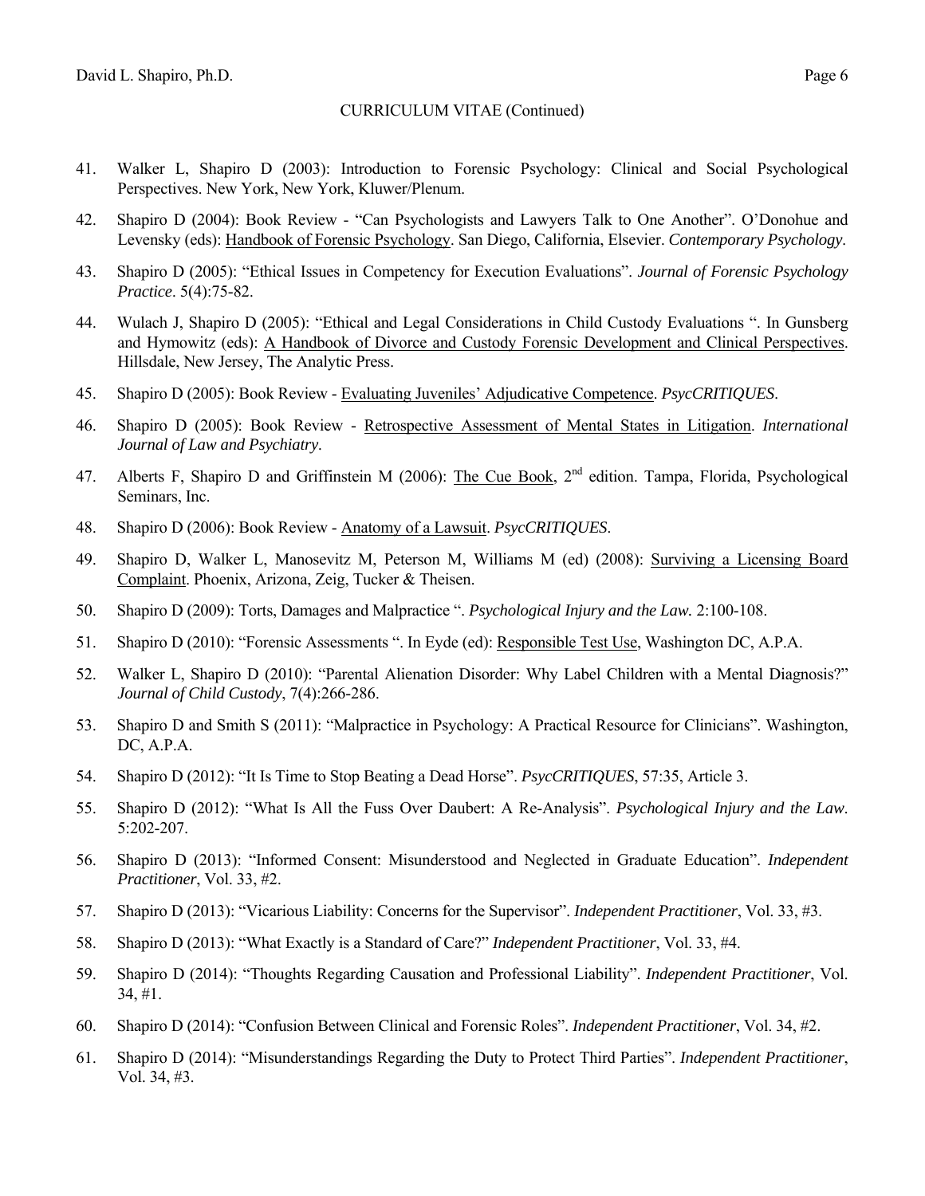CURRICULUM VITAE (Continued)

41. Walker L, Shapiro D (2003): Introduction to Forensic Psychology: Clinical and Social Psychological Perspectives. New York, New York, Kluwer/Plenum.

42. Shapiro D (2004): Book Review - "Can Psychologists and Lawyers Talk to One Another". O'Donohue and Levensky (eds): Handbook of Forensic Psychology. San Diego, California, Elsevier. *Contemporary Psychology*.

43. Shapiro D (2005): "Ethical Issues in Competency for Execution Evaluations". *Journal of Forensic Psychology Practice*. 5(4):75-82.

44. Wulach J, Shapiro D (2005): "Ethical and Legal Considerations in Child Custody Evaluations ". In Gunsberg and Hymowitz (eds): A Handbook of Divorce and Custody Forensic Development and Clinical Perspectives. Hillsdale, New Jersey, The Analytic Press.

45. Shapiro D (2005): Book Review - Evaluating Juveniles' Adjudicative Competence. *PsycCRITIQUES*.

46. Shapiro D (2005): Book Review - Retrospective Assessment of Mental States in Litigation. *International Journal of Law and Psychiatry*.

47. Alberts F, Shapiro D and Griffinstein M (2006): The Cue Book, 2nd edition. Tampa, Florida, Psychological Seminars, Inc.

48. Shapiro D (2006): Book Review - Anatomy of a Lawsuit. *PsycCRITIQUES*.

49. Shapiro D, Walker L, Manosevitz M, Peterson M, Williams M (ed) (2008): Surviving a Licensing Board Complaint. Phoenix, Arizona, Zeig, Tucker & Theisen.

50. Shapiro D (2009): Torts, Damages and Malpractice ". *Psychological Injury and the Law.* 2:100-108.

51. Shapiro D (2010): "Forensic Assessments ". In Eyde (ed): Responsible Test Use, Washington DC, A.P.A.

52. Walker L, Shapiro D (2010): "Parental Alienation Disorder: Why Label Children with a Mental Diagnosis?" *Journal of Child Custody*, 7(4):266-286.

53. Shapiro D and Smith S (2011): "Malpractice in Psychology: A Practical Resource for Clinicians". Washington, DC, A.P.A.

54. Shapiro D (2012): "It Is Time to Stop Beating a Dead Horse". *PsycCRITIQUES*, 57:35, Article 3.

55. Shapiro D (2012): "What Is All the Fuss Over Daubert: A Re-Analysis". *Psychological Injury and the Law*. 5:202-207.

56. Shapiro D (2013): "Informed Consent: Misunderstood and Neglected in Graduate Education". *Independent Practitioner*, Vol. 33, #2.

57. Shapiro D (2013): "Vicarious Liability: Concerns for the Supervisor". *Independent Practitioner*, Vol. 33, #3.

58. Shapiro D (2013): "What Exactly is a Standard of Care?" *Independent Practitioner*, Vol. 33, #4.

59. Shapiro D (2014): "Thoughts Regarding Causation and Professional Liability". *Independent Practitioner*, Vol. 34, #1.

60. Shapiro D (2014): "Confusion Between Clinical and Forensic Roles". *Independent Practitioner*, Vol. 34, #2.

61. Shapiro D (2014): "Misunderstandings Regarding the Duty to Protect Third Parties". *Independent Practitioner*, Vol. 34, #3.